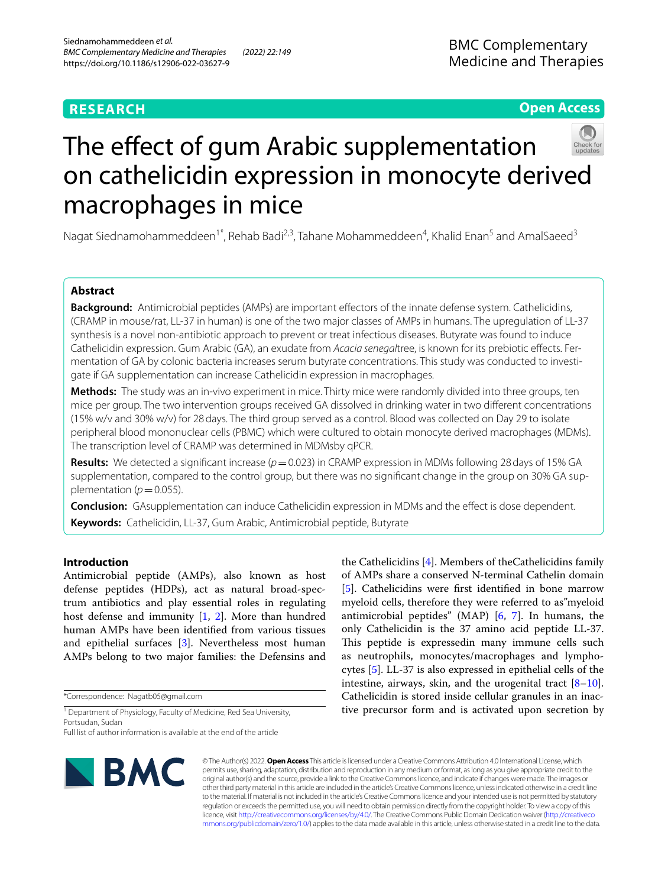**RESEARCH** **Open Access**

# The effect of gum Arabic supplementation on cathelicidin expression in monocyte derived macrophages in mice

Nagat Siednamohammeddeen[1*], Rehab Badi[2,3], Tahane Mohammeddeen[4], Khalid Enan[5] and AmalSaeed[3]

## Abstract

**Background:** Antimicrobial peptides (AMPs) are important effectors of the innate defense system. Cathelicidins, (CRAMP in mouse/rat, LL-37 in human) is one of the two major classes of AMPs in humans. The upregulation of LL-37 synthesis is a novel non-antibiotic approach to prevent or treat infectious diseases. Butyrate was found to induce Cathelicidin expression. Gum Arabic (GA), an exudate from *Acacia senegal*tree, is known for its prebiotic effects. Fermentation of GA by colonic bacteria increases serum butyrate concentrations. This study was conducted to investigate if GA supplementation can increase Cathelicidin expression in macrophages.

**Methods:** The study was an in-vivo experiment in mice. Thirty mice were randomly divided into three groups, ten mice per group. The two intervention groups received GA dissolved in drinking water in two different concentrations (15% w/v and 30% w/v) for 28 days. The third group served as a control. Blood was collected on Day 29 to isolate peripheral blood mononuclear cells (PBMC) which were cultured to obtain monocyte derived macrophages (MDMs). The transcription level of CRAMP was determined in MDMsby qPCR.

**Results:** We detected a significant increase ($p = 0.023$) in CRAMP expression in MDMs following 28 days of 15% GA supplementation, compared to the control group, but there was no significant change in the group on 30% GA supplementation ($p = 0.055$).

**Conclusion:** GAsupplementation can induce Cathelicidin expression in MDMs and the effect is dose dependent.

**Keywords:** Cathelicidin, LL-37, Gum Arabic, Antimicrobial peptide, Butyrate

## Introduction

Antimicrobial peptide (AMPs), also known as host defense peptides (HDPs), act as natural broad-spectrum antibiotics and play essential roles in regulating host defense and immunity [1, 2]. More than hundred human AMPs have been identified from various tissues and epithelial surfaces [3]. Nevertheless most human AMPs belong to two major families: the Defensins and the Cathelicidins [4]. Members of theCathelicidins family of AMPs share a conserved N-terminal Cathelin domain [5]. Cathelicidins were first identified in bone marrow myeloid cells, therefore they were referred to as"myeloid antimicrobial peptides" (MAP) [6, 7]. In humans, the only Cathelicidin is the 37 amino acid peptide LL-37. This peptide is expressedin many immune cells such as neutrophils, monocytes/macrophages and lymphocytes [5]. LL-37 is also expressed in epithelial cells of the intestine, airways, skin, and the urogenital tract [8–10]. Cathelicidin is stored inside cellular granules in an inactive precursor form and is activated upon secretion by

*Correspondence: Nagatb05@gmail.com

[1] Department of Physiology, Faculty of Medicine, Red Sea University, Portsudan, Sudan

Full list of author information is available at the end of the article

© The Author(s) 2022. **Open Access** This article is licensed under a Creative Commons Attribution 4.0 International License, which permits use, sharing, adaptation, distribution and reproduction in any medium or format, as long as you give appropriate credit to the original author(s) and the source, provide a link to the Creative Commons licence, and indicate if changes were made. The images or other third party material in this article are included in the article's Creative Commons licence, unless indicated otherwise in a credit line to the material. If material is not included in the article's Creative Commons licence and your intended use is not permitted by statutory regulation or exceeds the permitted use, you will need to obtain permission directly from the copyright holder. To view a copy of this licence, visit http://creativecommons.org/licenses/by/4.0/. The Creative Commons Public Domain Dedication waiver (http://creativecommons.org/publicdomain/zero/1.0/) applies to the data made available in this article, unless otherwise stated in a credit line to the data.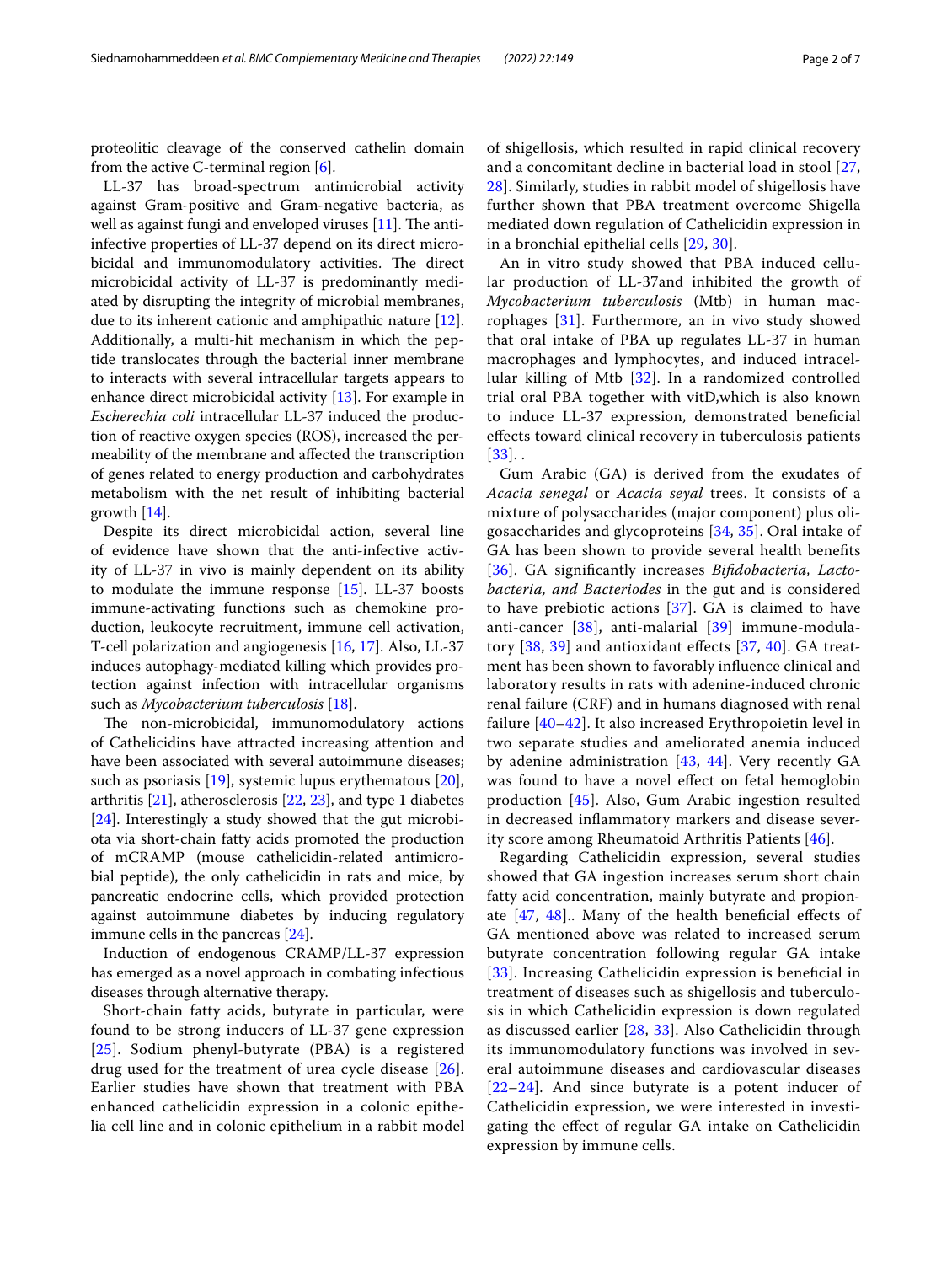proteolitic cleavage of the conserved cathelin domain from the active C-terminal region [6].

LL-37 has broad-spectrum antimicrobial activity against Gram-positive and Gram-negative bacteria, as well as against fungi and enveloped viruses [11]. The anti-infective properties of LL-37 depend on its direct microbicidal and immunomodulatory activities. The direct microbicidal activity of LL-37 is predominantly mediated by disrupting the integrity of microbial membranes, due to its inherent cationic and amphipathic nature [12]. Additionally, a multi-hit mechanism in which the peptide translocates through the bacterial inner membrane to interacts with several intracellular targets appears to enhance direct microbicidal activity [13]. For example in *Escherechia coli* intracellular LL-37 induced the production of reactive oxygen species (ROS), increased the permeability of the membrane and affected the transcription of genes related to energy production and carbohydrates metabolism with the net result of inhibiting bacterial growth [14].

Despite its direct microbicidal action, several line of evidence have shown that the anti-infective activity of LL-37 in vivo is mainly dependent on its ability to modulate the immune response [15]. LL-37 boosts immune-activating functions such as chemokine production, leukocyte recruitment, immune cell activation, T-cell polarization and angiogenesis [16, 17]. Also, LL-37 induces autophagy-mediated killing which provides protection against infection with intracellular organisms such as *Mycobacterium tuberculosis* [18].

The non-microbicidal, immunomodulatory actions of Cathelicidins have attracted increasing attention and have been associated with several autoimmune diseases; such as psoriasis [19], systemic lupus erythematous [20], arthritis [21], atherosclerosis [22, 23], and type 1 diabetes [24]. Interestingly a study showed that the gut microbiota via short-chain fatty acids promoted the production of mCRAMP (mouse cathelicidin-related antimicrobial peptide), the only cathelicidin in rats and mice, by pancreatic endocrine cells, which provided protection against autoimmune diabetes by inducing regulatory immune cells in the pancreas [24].

Induction of endogenous CRAMP/LL-37 expression has emerged as a novel approach in combating infectious diseases through alternative therapy.

Short-chain fatty acids, butyrate in particular, were found to be strong inducers of LL-37 gene expression [25]. Sodium phenyl-butyrate (PBA) is a registered drug used for the treatment of urea cycle disease [26]. Earlier studies have shown that treatment with PBA enhanced cathelicidin expression in a colonic epithelia cell line and in colonic epithelium in a rabbit model of shigellosis, which resulted in rapid clinical recovery and a concomitant decline in bacterial load in stool [27, 28]. Similarly, studies in rabbit model of shigellosis have further shown that PBA treatment overcome Shigella mediated down regulation of Cathelicidin expression in in a bronchial epithelial cells [29, 30].

An in vitro study showed that PBA induced cellular production of LL-37and inhibited the growth of *Mycobacterium tuberculosis* (Mtb) in human macrophages [31]. Furthermore, an in vivo study showed that oral intake of PBA up regulates LL-37 in human macrophages and lymphocytes, and induced intracellular killing of Mtb [32]. In a randomized controlled trial oral PBA together with vitD,which is also known to induce LL-37 expression, demonstrated beneficial effects toward clinical recovery in tuberculosis patients [33]. .

Gum Arabic (GA) is derived from the exudates of *Acacia senegal* or *Acacia seyal* trees. It consists of a mixture of polysaccharides (major component) plus oligosaccharides and glycoproteins [34, 35]. Oral intake of GA has been shown to provide several health benefits [36]. GA significantly increases *Bifidobacteria, Lactobacteria, and Bacteriodes* in the gut and is considered to have prebiotic actions [37]. GA is claimed to have anti-cancer [38], anti-malarial [39] immune-modulatory [38, 39] and antioxidant effects [37, 40]. GA treatment has been shown to favorably influence clinical and laboratory results in rats with adenine-induced chronic renal failure (CRF) and in humans diagnosed with renal failure [40–42]. It also increased Erythropoietin level in two separate studies and ameliorated anemia induced by adenine administration [43, 44]. Very recently GA was found to have a novel effect on fetal hemoglobin production [45]. Also, Gum Arabic ingestion resulted in decreased inflammatory markers and disease severity score among Rheumatoid Arthritis Patients [46].

Regarding Cathelicidin expression, several studies showed that GA ingestion increases serum short chain fatty acid concentration, mainly butyrate and propionate [47, 48].. Many of the health beneficial effects of GA mentioned above was related to increased serum butyrate concentration following regular GA intake [33]. Increasing Cathelicidin expression is beneficial in treatment of diseases such as shigellosis and tuberculosis in which Cathelicidin expression is down regulated as discussed earlier [28, 33]. Also Cathelicidin through its immunomodulatory functions was involved in several autoimmune diseases and cardiovascular diseases [22–24]. And since butyrate is a potent inducer of Cathelicidin expression, we were interested in investigating the effect of regular GA intake on Cathelicidin expression by immune cells.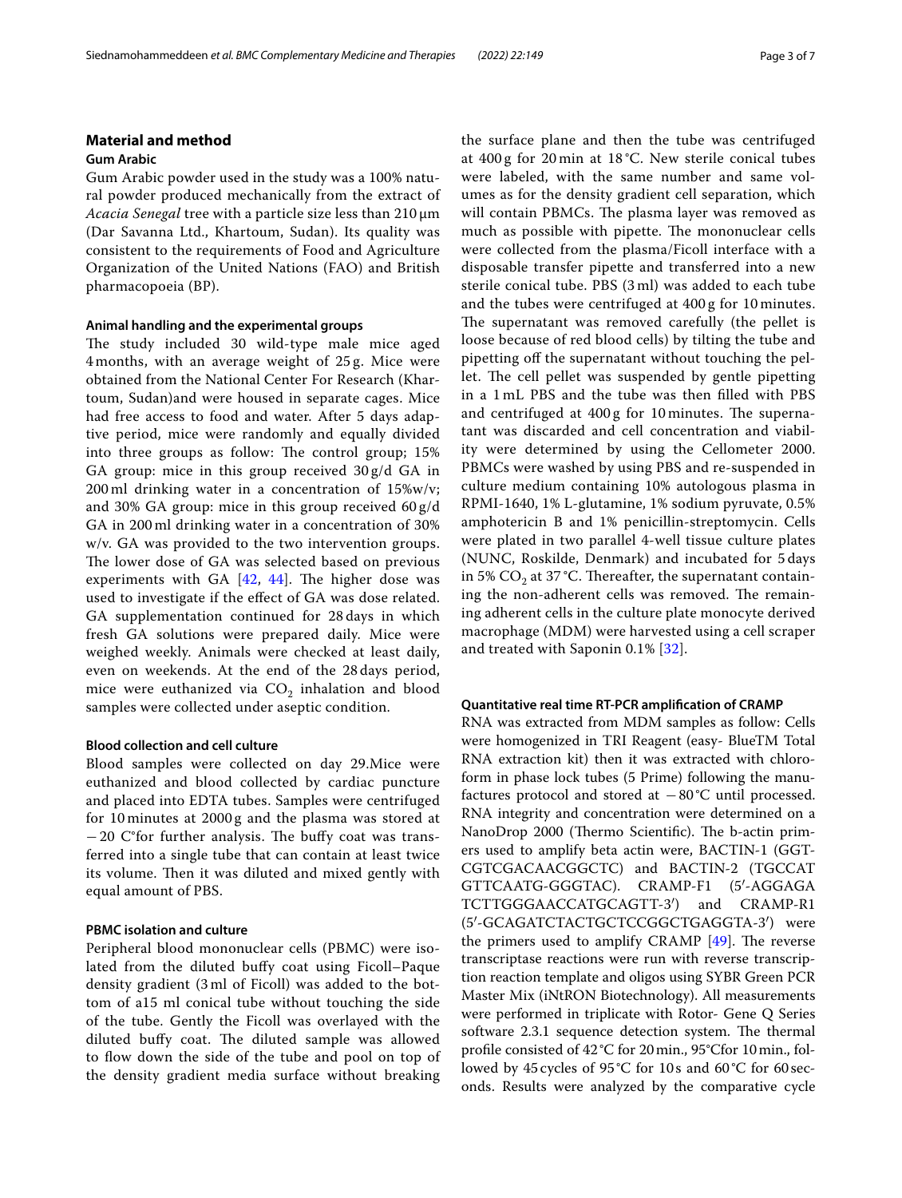## Material and method

### Gum Arabic

Gum Arabic powder used in the study was a 100% natural powder produced mechanically from the extract of *Acacia Senegal* tree with a particle size less than 210 μm (Dar Savanna Ltd., Khartoum, Sudan). Its quality was consistent to the requirements of Food and Agriculture Organization of the United Nations (FAO) and British pharmacopoeia (BP).

### Animal handling and the experimental groups

The study included 30 wild-type male mice aged 4 months, with an average weight of 25 g. Mice were obtained from the National Center For Research (Khartoum, Sudan)and were housed in separate cages. Mice had free access to food and water. After 5 days adaptive period, mice were randomly and equally divided into three groups as follow: The control group; 15% GA group: mice in this group received 30 g/d GA in 200 ml drinking water in a concentration of 15%w/v; and 30% GA group: mice in this group received 60 g/d GA in 200 ml drinking water in a concentration of 30% w/v. GA was provided to the two intervention groups. The lower dose of GA was selected based on previous experiments with GA [42, 44]. The higher dose was used to investigate if the effect of GA was dose related. GA supplementation continued for 28 days in which fresh GA solutions were prepared daily. Mice were weighed weekly. Animals were checked at least daily, even on weekends. At the end of the 28 days period, mice were euthanized via $CO_2$ inhalation and blood samples were collected under aseptic condition.

### Blood collection and cell culture

Blood samples were collected on day 29.Mice were euthanized and blood collected by cardiac puncture and placed into EDTA tubes. Samples were centrifuged for 10 minutes at 2000 g and the plasma was stored at − 20 C°for further analysis. The buffy coat was transferred into a single tube that can contain at least twice its volume. Then it was diluted and mixed gently with equal amount of PBS.

### PBMC isolation and culture

Peripheral blood mononuclear cells (PBMC) were isolated from the diluted buffy coat using Ficoll–Paque density gradient (3 ml of Ficoll) was added to the bottom of a15 ml conical tube without touching the side of the tube. Gently the Ficoll was overlayed with the diluted buffy coat. The diluted sample was allowed to flow down the side of the tube and pool on top of the density gradient media surface without breaking the surface plane and then the tube was centrifuged at 400 g for 20 min at 18 °C. New sterile conical tubes were labeled, with the same number and same volumes as for the density gradient cell separation, which will contain PBMCs. The plasma layer was removed as much as possible with pipette. The mononuclear cells were collected from the plasma/Ficoll interface with a disposable transfer pipette and transferred into a new sterile conical tube. PBS (3 ml) was added to each tube and the tubes were centrifuged at 400 g for 10 minutes. The supernatant was removed carefully (the pellet is loose because of red blood cells) by tilting the tube and pipetting off the supernatant without touching the pellet. The cell pellet was suspended by gentle pipetting in a 1 mL PBS and the tube was then filled with PBS and centrifuged at 400 g for 10 minutes. The supernatant was discarded and cell concentration and viability were determined by using the Cellometer 2000. PBMCs were washed by using PBS and re-suspended in culture medium containing 10% autologous plasma in RPMI-1640, 1% L-glutamine, 1% sodium pyruvate, 0.5% amphotericin B and 1% penicillin-streptomycin. Cells were plated in two parallel 4-well tissue culture plates (NUNC, Roskilde, Denmark) and incubated for 5 days in 5% $CO_2$ at 37 °C. Thereafter, the supernatant containing the non-adherent cells was removed. The remaining adherent cells in the culture plate monocyte derived macrophage (MDM) were harvested using a cell scraper and treated with Saponin 0.1% [32].

### Quantitative real time RT-PCR amplification of CRAMP

RNA was extracted from MDM samples as follow: Cells were homogenized in TRI Reagent (easy- BlueTM Total RNA extraction kit) then it was extracted with chloroform in phase lock tubes (5 Prime) following the manufactures protocol and stored at − 80 °C until processed. RNA integrity and concentration were determined on a NanoDrop 2000 (Thermo Scientific). The b-actin primers used to amplify beta actin were, BACTIN-1 (GGTCGTCGACAACGGCTC) and BACTIN-2 (TGCCATGTTCAATG-GGGTAC). CRAMP-F1 (5′-AGGAGATCTTGGGAACCATGCAGTT-3′) and CRAMP-R1 (5′-GCAGATCTACTGCTCCGGCTGAGGTA-3′) were the primers used to amplify CRAMP [49]. The reverse transcriptase reactions were run with reverse transcription reaction template and oligos using SYBR Green PCR Master Mix (iNtRON Biotechnology). All measurements were performed in triplicate with Rotor- Gene Q Series software 2.3.1 sequence detection system. The thermal profile consisted of 42 °C for 20 min., 95°Cfor 10 min., followed by 45 cycles of 95 °C for 10 s and 60 °C for 60 seconds. Results were analyzed by the comparative cycle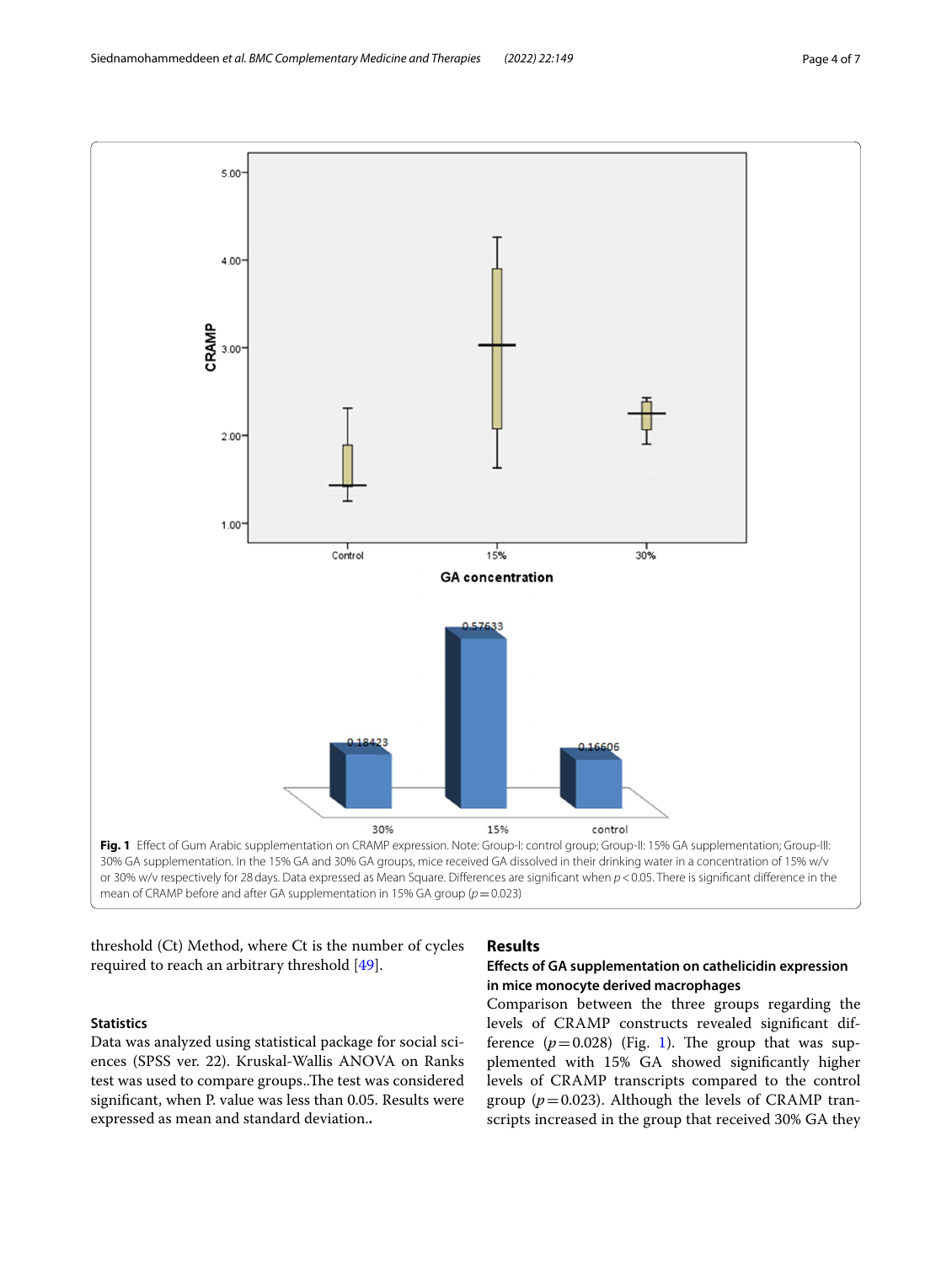Fig. 1 Effect of Gum Arabic supplementation on CRAMP expression. Note: Group-I: control group; Group-II: 15% GA supplementation; Group-III: 30% GA supplementation. In the 15% GA and 30% GA groups, mice received GA dissolved in their drinking water in a concentration of 15% w/v or 30% w/v respectively for 28 days. Data expressed as Mean Square. Differences are significant when $p < 0.05$. There is significant difference in the mean of CRAMP before and after GA supplementation in 15% GA group ($p = 0.023$)

threshold (Ct) Method, where Ct is the number of cycles required to reach an arbitrary threshold [49].

### Statistics

Data was analyzed using statistical package for social sciences (SPSS ver. 22). Kruskal-Wallis ANOVA on Ranks test was used to compare groups..The test was considered significant, when P. value was less than 0.05. Results were expressed as mean and standard deviation..

## Results

### Effects of GA supplementation on cathelicidin expression in mice monocyte derived macrophages

Comparison between the three groups regarding the levels of CRAMP constructs revealed significant difference ($p = 0.028$) (Fig. 1). The group that was supplemented with 15% GA showed significantly higher levels of CRAMP transcripts compared to the control group ($p = 0.023$). Although the levels of CRAMP transcripts increased in the group that received 30% GA they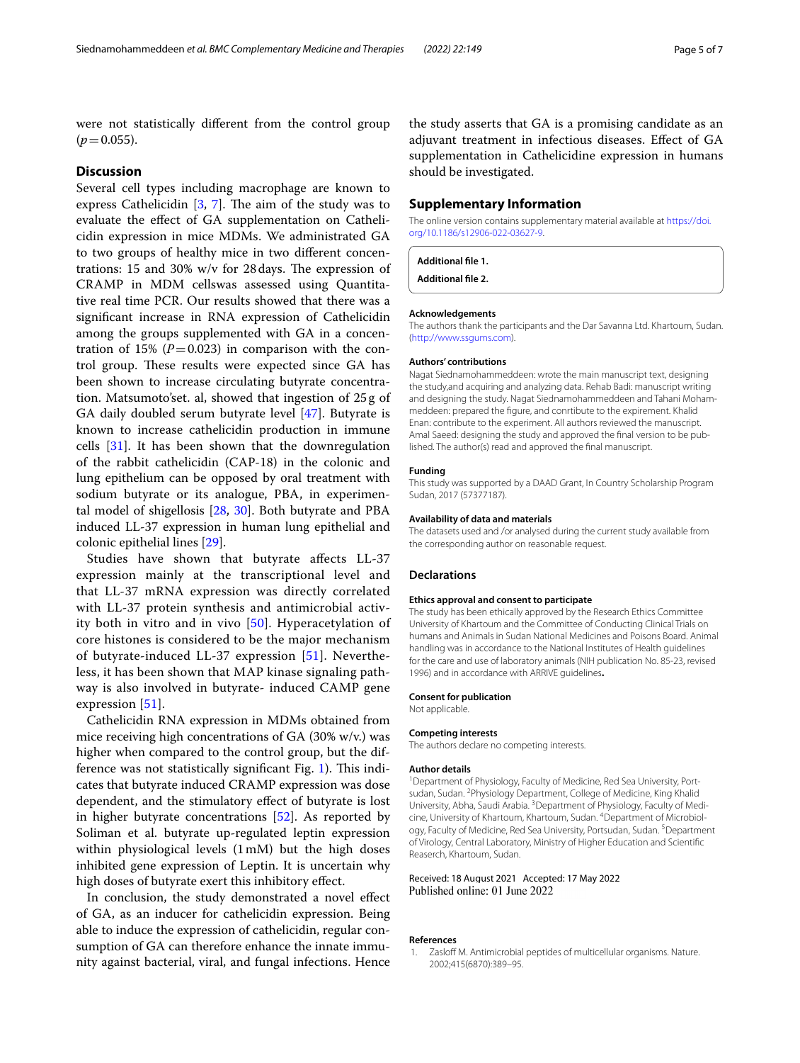were not statistically different from the control group ($p = 0.055$).

## Discussion

Several cell types including macrophage are known to express Cathelicidin [3, 7]. The aim of the study was to evaluate the effect of GA supplementation on Cathelicidin expression in mice MDMs. We administrated GA to two groups of healthy mice in two different concentrations: 15 and 30% w/v for 28 days. The expression of CRAMP in MDM cellswas assessed using Quantitative real time PCR. Our results showed that there was a significant increase in RNA expression of Cathelicidin among the groups supplemented with GA in a concentration of 15% ($P = 0.023$) in comparison with the control group. These results were expected since GA has been shown to increase circulating butyrate concentration. Matsumoto'set. al, showed that ingestion of 25 g of GA daily doubled serum butyrate level [47]. Butyrate is known to increase cathelicidin production in immune cells [31]. It has been shown that the downregulation of the rabbit cathelicidin (CAP-18) in the colonic and lung epithelium can be opposed by oral treatment with sodium butyrate or its analogue, PBA, in experimental model of shigellosis [28, 30]. Both butyrate and PBA induced LL-37 expression in human lung epithelial and colonic epithelial lines [29].

Studies have shown that butyrate affects LL-37 expression mainly at the transcriptional level and that LL-37 mRNA expression was directly correlated with LL-37 protein synthesis and antimicrobial activity both in vitro and in vivo [50]. Hyperacetylation of core histones is considered to be the major mechanism of butyrate-induced LL-37 expression [51]. Nevertheless, it has been shown that MAP kinase signaling pathway is also involved in butyrate- induced CAMP gene expression [51].

Cathelicidin RNA expression in MDMs obtained from mice receiving high concentrations of GA (30% w/v.) was higher when compared to the control group, but the difference was not statistically significant Fig. 1). This indicates that butyrate induced CRAMP expression was dose dependent, and the stimulatory effect of butyrate is lost in higher butyrate concentrations [52]. As reported by Soliman et al. butyrate up-regulated leptin expression within physiological levels (1 mM) but the high doses inhibited gene expression of Leptin. It is uncertain why high doses of butyrate exert this inhibitory effect.

In conclusion, the study demonstrated a novel effect of GA, as an inducer for cathelicidin expression. Being able to induce the expression of cathelicidin, regular consumption of GA can therefore enhance the innate immunity against bacterial, viral, and fungal infections. Hence the study asserts that GA is a promising candidate as an adjuvant treatment in infectious diseases. Effect of GA supplementation in Cathelicidine expression in humans should be investigated.

## Supplementary Information

The online version contains supplementary material available at https://doi.org/10.1186/s12906-022-03627-9.

**Additional file 1.**

**Additional file 2.**

### Acknowledgements

The authors thank the participants and the Dar Savanna Ltd. Khartoum, Sudan. (http://www.ssgums.com).

### Authors' contributions

Nagat Siednamohammeddeen: wrote the main manuscript text, designing the study,and acquiring and analyzing data. Rehab Badi: manuscript writing and designing the study. Nagat Siednamohammeddeen and Tahani Mohammeddeen: prepared the figure, and conrtibute to the exprement. Khalid Enan: contribute to the experiment. All authors reviewed the manuscript. Amal Saeed: designing the study and approved the final version to be published. The author(s) read and approved the final manuscript.

### Funding

This study was supported by a DAAD Grant, In Country Scholarship Program Sudan, 2017 (57377187).

### Availability of data and materials

The datasets used and /or analysed during the current study available from the corresponding author on reasonable request.

## Declarations

### Ethics approval and consent to participate

The study has been ethically approved by the Research Ethics Committee University of Khartoum and the Committee of Conducting Clinical Trials on humans and Animals in Sudan National Medicines and Poisons Board. Animal handling was in accordance to the National Institutes of Health guidelines for the care and use of laboratory animals (NIH publication No. 85-23, revised 1996) and in accordance with ARRIVE guidelines**.**

### Consent for publication

Not applicable.

### Competing interests

The authors declare no competing interests.

### Author details

[1]Department of Physiology, Faculty of Medicine, Red Sea University, Portsudan, Sudan. [2]Physiology Department, College of Medicine, King Khalid University, Abha, Saudi Arabia. [3]Department of Physiology, Faculty of Medicine, University of Khartoum, Khartoum, Sudan. [4]Department of Microbiology, Faculty of Medicine, Red Sea University, Portsudan, Sudan. [5]Department of Virology, Central Laboratory, Ministry of Higher Education and Scientific Reaserch, Khartoum, Sudan.

Received: 18 August 2021 Accepted: 17 May 2022
Published online: 01 June 2022

### References

1. Zasloff M. Antimicrobial peptides of multicellular organisms. Nature. 2002;415(6870):389–95.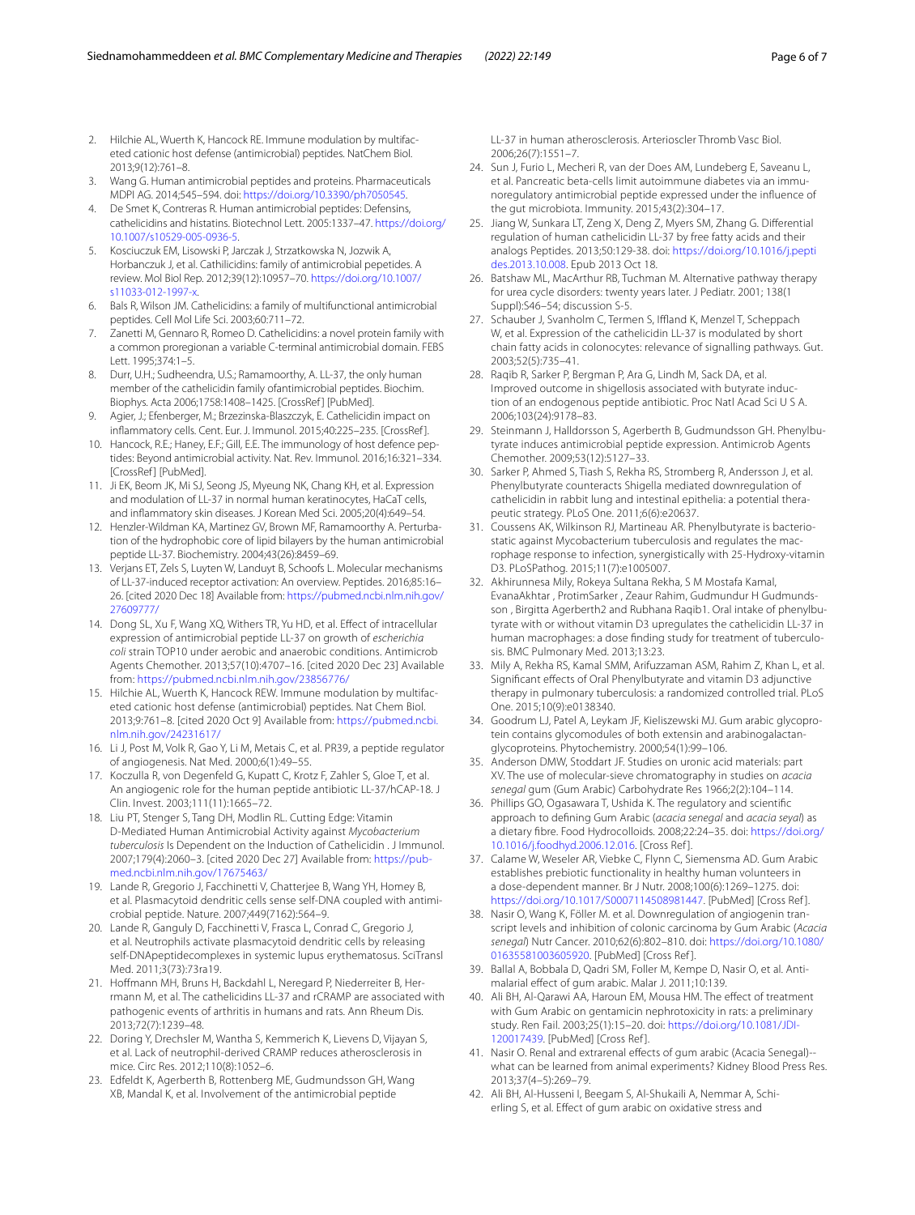2. Hilchie AL, Wuerth K, Hancock RE. Immune modulation by multifaceted cationic host defense (antimicrobial) peptides. NatChem Biol. 2013;9(12):761–8.
3. Wang G. Human antimicrobial peptides and proteins. Pharmaceuticals MDPI AG. 2014;545–594. doi: https://doi.org/10.3390/ph7050545.
4. De Smet K, Contreras R. Human antimicrobial peptides: Defensins, cathelicidins and histatins. Biotechnol Lett. 2005:1337–47. https://doi.org/10.1007/s10529-005-0936-5.
5. Kosciuczuk EM, Lisowski P, Jarczak J, Strzatkowska N, Jozwik A, Horbanczuk J, et al. Cathilicidins: family of antimicrobial pepetides. A review. Mol Biol Rep. 2012;39(12):10957–70. https://doi.org/10.1007/s11033-012-1997-x.
6. Bals R, Wilson JM. Cathelicidins: a family of multifunctional antimicrobial peptides. Cell Mol Life Sci. 2003;60:711–72.
7. Zanetti M, Gennaro R, Romeo D. Cathelicidins: a novel protein family with a common proregionan a variable C-terminal antimicrobial domain. FEBS Lett. 1995;374:1–5.
8. Durr, U.H.; Sudheendra, U.S.; Ramamoorthy, A. LL-37, the only human member of the cathelicidin family ofantimicrobial peptides. Biochim. Biophys. Acta 2006;1758:1408–1425. [CrossRef] [PubMed].
9. Agier, J.; Efenberger, M.; Brzezinska-Blaszczyk, E. Cathelicidin impact on inflammatory cells. Cent. Eur. J. Immunol. 2015;40:225–235. [CrossRef].
10. Hancock, R.E.; Haney, E.F.; Gill, E.E. The immunology of host defence peptides: Beyond antimicrobial activity. Nat. Rev. Immunol. 2016;16:321–334. [CrossRef] [PubMed].
11. Ji EK, Beom JK, Mi SJ, Seong JS, Myeung NK, Chang KH, et al. Expression and modulation of LL-37 in normal human keratinocytes, HaCaT cells, and inflammatory skin diseases. J Korean Med Sci. 2005;20(4):649–54.
12. Henzler-Wildman KA, Martinez GV, Brown MF, Ramamoorthy A. Perturbation of the hydrophobic core of lipid bilayers by the human antimicrobial peptide LL-37. Biochemistry. 2004;43(26):8459–69.
13. Verjans ET, Zels S, Luyten W, Landuyt B, Schoofs L. Molecular mechanisms of LL-37-induced receptor activation: An overview. Peptides. 2016;85:16–26. [cited 2020 Dec 18] Available from: https://pubmed.ncbi.nlm.nih.gov/27609777/
14. Dong SL, Xu F, Wang XQ, Withers TR, Yu HD, et al. Effect of intracellular expression of antimicrobial peptide LL-37 on growth of *escherichia coli* strain TOP10 under aerobic and anaerobic conditions. Antimicrob Agents Chemother. 2013;57(10):4707–16. [cited 2020 Dec 23] Available from: https://pubmed.ncbi.nlm.nih.gov/23856776/
15. Hilchie AL, Wuerth K, Hancock REW. Immune modulation by multifaceted cationic host defense (antimicrobial) peptides. Nat Chem Biol. 2013;9:761–8. [cited 2020 Oct 9] Available from: https://pubmed.ncbi.nlm.nih.gov/24231617/
16. Li J, Post M, Volk R, Gao Y, Li M, Metais C, et al. PR39, a peptide regulator of angiogenesis. Nat Med. 2000;6(1):49–55.
17. Koczulla R, von Degenfeld G, Kupatt C, Krotz F, Zahler S, Gloe T, et al. An angiogenic role for the human peptide antibiotic LL-37/hCAP-18. J Clin. Invest. 2003;111(11):1665–72.
18. Liu PT, Stenger S, Tang DH, Modlin RL. Cutting Edge: Vitamin D-Mediated Human Antimicrobial Activity against *Mycobacterium tuberculosis* Is Dependent on the Induction of Cathelicidin . J Immunol. 2007;179(4):2060–3. [cited 2020 Dec 27] Available from: https://pubmed.ncbi.nlm.nih.gov/17675463/
19. Lande R, Gregorio J, Facchinetti V, Chatterjee B, Wang YH, Homey B, et al. Plasmacytoid dendritic cells sense self-DNA coupled with antimicrobial peptide. Nature. 2007;449(7162):564–9.
20. Lande R, Ganguly D, Facchinetti V, Frasca L, Conrad C, Gregorio J, et al. Neutrophils activate plasmacytoid dendritic cells by releasing self-DNApeptidecomplexes in systemic lupus erythematosus. SciTransl Med. 2011;3(73):73ra19.
21. Hoffmann MH, Bruns H, Backdahl L, Neregard P, Niederreiter B, Herrmann M, et al. The cathelicidins LL-37 and rCRAMP are associated with pathogenic events of arthritis in humans and rats. Ann Rheum Dis. 2013;72(7):1239–48.
22. Doring Y, Drechsler M, Wantha S, Kemmerich K, Lievens D, Vijayan S, et al. Lack of neutrophil-derived CRAMP reduces atherosclerosis in mice. Circ Res. 2012;110(8):1052–6.
23. Edfeldt K, Agerberth B, Rottenberg ME, Gudmundsson GH, Wang XB, Mandal K, et al. Involvement of the antimicrobial peptide LL-37 in human atherosclerosis. Arterioscler Thromb Vasc Biol. 2006;26(7):1551–7.
24. Sun J, Furio L, Mecheri R, van der Does AM, Lundeberg E, Saveanu L, et al. Pancreatic beta-cells limit autoimmune diabetes via an immunoregulatory antimicrobial peptide expressed under the influence of the gut microbiota. Immunity. 2015;43(2):304–17.
25. Jiang W, Sunkara LT, Zeng X, Deng Z, Myers SM, Zhang G. Differential regulation of human cathelicidin LL-37 by free fatty acids and their analogs Peptides. 2013;50:129-38. doi: https://doi.org/10.1016/j.peptides.2013.10.008. Epub 2013 Oct 18.
26. Batshaw ML, MacArthur RB, Tuchman M. Alternative pathway therapy for urea cycle disorders: twenty years later. J Pediatr. 2001; 138(1 Suppl):S46–54; discussion S-5.
27. Schauber J, Svanholm C, Termen S, Iffland K, Menzel T, Scheppach W, et al. Expression of the cathelicidin LL-37 is modulated by short chain fatty acids in colonocytes: relevance of signalling pathways. Gut. 2003;52(5):735–41.
28. Raqib R, Sarker P, Bergman P, Ara G, Lindh M, Sack DA, et al. Improved outcome in shigellosis associated with butyrate induction of an endogenous peptide antibiotic. Proc Natl Acad Sci U S A. 2006;103(24):9178–83.
29. Steinmann J, Halldorsson S, Agerberth B, Gudmundsson GH. Phenylbutyrate induces antimicrobial peptide expression. Antimicrob Agents Chemother. 2009;53(12):5127–33.
30. Sarker P, Ahmed S, Tiash S, Rekha RS, Stromberg R, Andersson J, et al. Phenylbutyrate counteracts Shigella mediated downregulation of cathelicidin in rabbit lung and intestinal epithelia: a potential therapeutic strategy. PLoS One. 2011;6(6):e20637.
31. Coussens AK, Wilkinson RJ, Martineau AR. Phenylbutyrate is bacteriostatic against Mycobacterium tuberculosis and regulates the macrophage response to infection, synergistically with 25-Hydroxy-vitamin D3. PLoSPathog. 2015;11(7):e1005007.
32. Akhirunnesa Mily, Rokeya Sultana Rekha, S M Mostafa Kamal, EvanaAkhtar , ProtimSarker , Zeaur Rahim, Gudmundur H Gudmundsson , Birgitta Agerberth2 and Rubhana Raqib1. Oral intake of phenylbutyrate with or without vitamin D3 upregulates the cathelicidin LL-37 in human macrophages: a dose finding study for treatment of tuberculosis. BMC Pulmonary Med. 2013;13:23.
33. Mily A, Rekha RS, Kamal SMM, Arifuzzaman ASM, Rahim Z, Khan L, et al. Significant effects of Oral Phenylbutyrate and vitamin D3 adjunctive therapy in pulmonary tuberculosis: a randomized controlled trial. PLoS One. 2015;10(9):e0138340.
34. Goodrum LJ, Patel A, Leykam JF, Kieliszewski MJ. Gum arabic glycoprotein contains glycomodules of both extensin and arabinogalactan-glycoproteins. Phytochemistry. 2000;54(1):99–106.
35. Anderson DMW, Stoddart JF. Studies on uronic acid materials: part XV. The use of molecular-sieve chromatography in studies on *acacia senegal* gum (Gum Arabic) Carbohydrate Res 1966;2(2):104–114.
36. Phillips GO, Ogasawara T, Ushida K. The regulatory and scientific approach to defining Gum Arabic (*acacia senegal* and *acacia seyal*) as a dietary fibre. Food Hydrocolloids. 2008;22:24–35. doi: https://doi.org/10.1016/j.foodhyd.2006.12.016. [Cross Ref].
37. Calame W, Weseler AR, Viebke C, Flynn C, Siemensma AD. Gum Arabic establishes prebiotic functionality in healthy human volunteers in a dose-dependent manner. Br J Nutr. 2008;100(6):1269–1275. doi: https://doi.org/10.1017/S0007114508981447. [PubMed] [Cross Ref].
38. Nasir O, Wang K, Föller M. et al. Downregulation of angiogenin transcript levels and inhibition of colonic carcinoma by Gum Arabic (*Acacia senegal*) Nutr Cancer. 2010;62(6):802–810. doi: https://doi.org/10.1080/01635581003605920. [PubMed] [Cross Ref].
39. Ballal A, Bobbala D, Qadri SM, Foller M, Kempe D, Nasir O, et al. Anti-malarial effect of gum arabic. Malar J. 2011;10:139.
40. Ali BH, Al-Qarawi AA, Haroun EM, Mousa HM. The effect of treatment with Gum Arabic on gentamicin nephrotoxicity in rats: a preliminary study. Ren Fail. 2003;25(1):15–20. doi: https://doi.org/10.1081/JDI-120017439. [PubMed] [Cross Ref].
41. Nasir O. Renal and extrarenal effects of gum arabic (Acacia Senegal)--what can be learned from animal experiments? Kidney Blood Press Res. 2013;37(4–5):269–79.
42. Ali BH, Al-Husseni I, Beegam S, Al-Shukaili A, Nemmar A, Schierling S, et al. Effect of gum arabic on oxidative stress and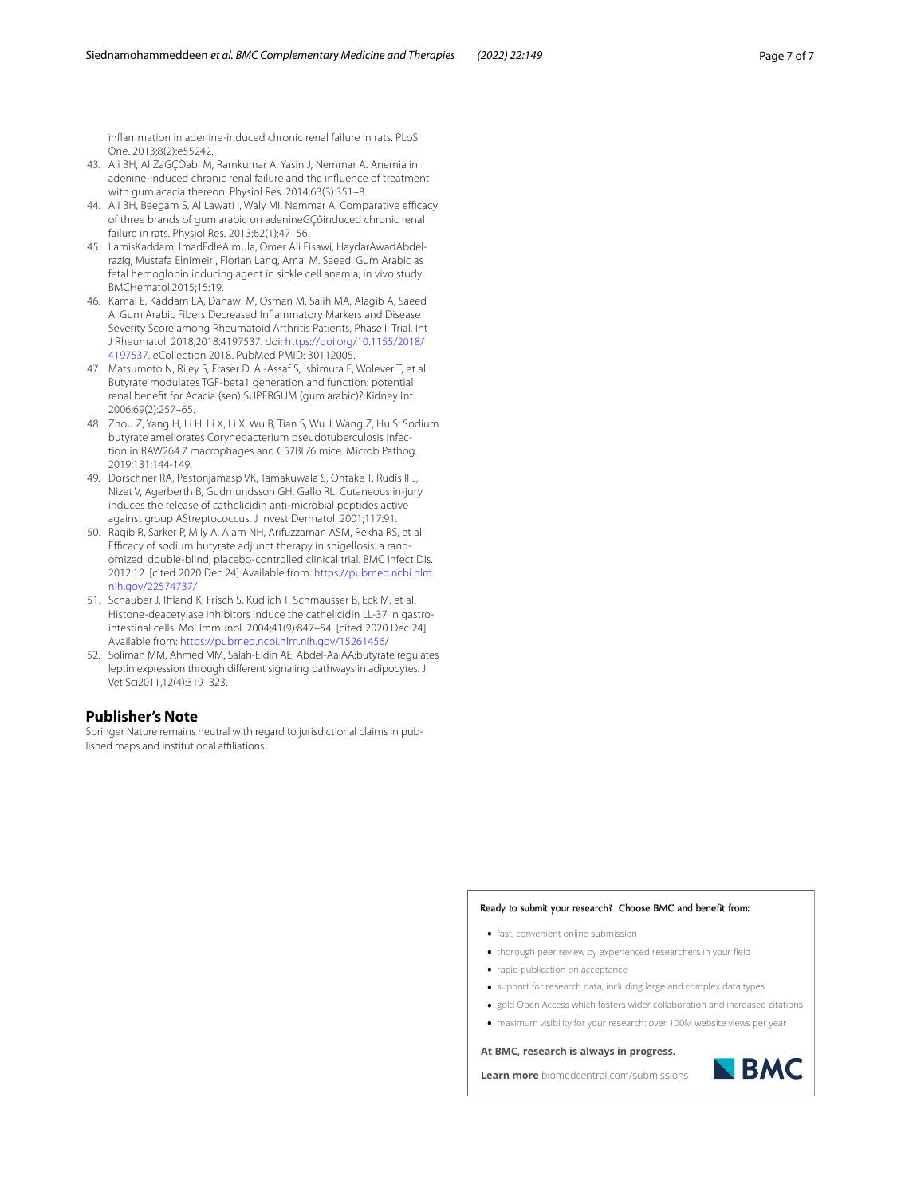inflammation in adenine-induced chronic renal failure in rats. PLoS One. 2013;8(2):e55242.

43. Ali BH, Al ZaGÇÖabi M, Ramkumar A, Yasin J, Nemmar A. Anemia in adenine-induced chronic renal failure and the influence of treatment with gum acacia thereon. Physiol Res. 2014;63(3):351–8.
44. Ali BH, Beegam S, Al Lawati I, Waly MI, Nemmar A. Comparative efficacy of three brands of gum arabic on adenineGÇôinduced chronic renal failure in rats. Physiol Res. 2013;62(1):47–56.
45. LamisKaddam, ImadFdleAlmula, Omer Ali Eisawi, HaydarAwadAbdel-razig, Mustafa Elnimeiri, Florian Lang, Amal M. Saeed. Gum Arabic as fetal hemoglobin inducing agent in sickle cell anemia; in vivo study. BMCHematol.2015;15:19.
46. Kamal E, Kaddam LA, Dahawi M, Osman M, Salih MA, Alagib A, Saeed A. Gum Arabic Fibers Decreased Inflammatory Markers and Disease Severity Score among Rheumatoid Arthritis Patients, Phase II Trial. Int J Rheumatol. 2018;2018:4197537. doi: https://doi.org/10.1155/2018/4197537. eCollection 2018. PubMed PMID: 30112005.
47. Matsumoto N, Riley S, Fraser D, Al-Assaf S, Ishimura E, Wolever T, et al. Butyrate modulates TGF-beta1 generation and function: potential renal benefit for Acacia (sen) SUPERGUM (gum arabic)? Kidney Int. 2006;69(2):257–65.
48. Zhou Z, Yang H, Li H, Li X, Li X, Wu B, Tian S, Wu J, Wang Z, Hu S. Sodium butyrate ameliorates Corynebacterium pseudotuberculosis infection in RAW264.7 macrophages and C57BL/6 mice. Microb Pathog. 2019;131:144-149.
49. Dorschner RA, Pestonjamasp VK, Tamakuwala S, Ohtake T, Rudisill J, Nizet V, Agerberth B, Gudmundsson GH, Gallo RL. Cutaneous in-jury induces the release of cathelicidin anti-microbial peptides active against group AStreptococcus. J Invest Dermatol. 2001;117:91.
50. Raqib R, Sarker P, Mily A, Alam NH, Arifuzzaman ASM, Rekha RS, et al. Efficacy of sodium butyrate adjunct therapy in shigellosis: a randomized, double-blind, placebo-controlled clinical trial. BMC Infect Dis. 2012;12. [cited 2020 Dec 24] Available from: https://pubmed.ncbi.nlm.nih.gov/22574737/
51. Schauber J, Iffland K, Frisch S, Kudlich T, Schmausser B, Eck M, et al. Histone-deacetylase inhibitors induce the cathelicidin LL-37 in gastrointestinal cells. Mol Immunol. 2004;41(9):847–54. [cited 2020 Dec 24] Available from: https://pubmed.ncbi.nlm.nih.gov/15261456/
52. Soliman MM, Ahmed MM, Salah-Eldin AE, Abdel-AalAA:butyrate regulates leptin expression through different signaling pathways in adipocytes. J Vet Sci2011,12(4):319–323.

## Publisher's Note

Springer Nature remains neutral with regard to jurisdictional claims in published maps and institutional affiliations.

Ready to submit your research? Choose BMC and benefit from:

- fast, convenient online submission
- thorough peer review by experienced researchers in your field
- rapid publication on acceptance
- support for research data, including large and complex data types
- gold Open Access which fosters wider collaboration and increased citations
- maximum visibility for your research: over 100M website views per year

**At BMC, research is always in progress.**

**Learn more** biomedcentral.com/submissions

BMC